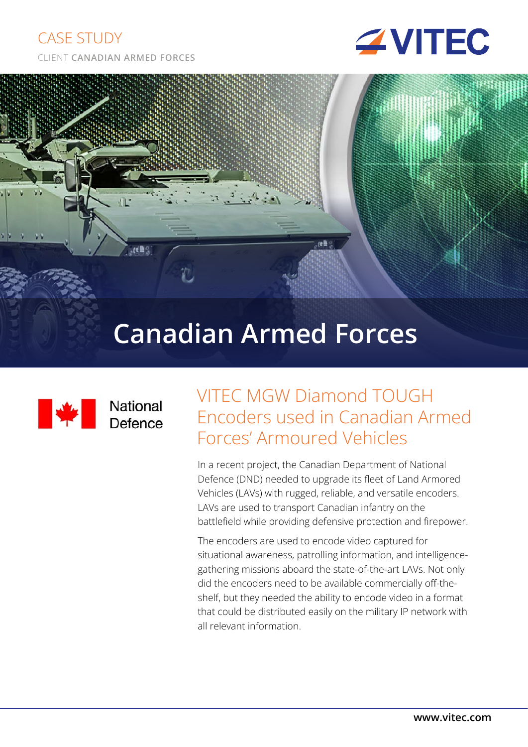CASE STUDY

CLIENT **CANADIAN ARMED FORCES**

# Canadian Armed Forces

National Defence

## VITEC MGW Diamond TOUGH Encoders used in Canadian Armed Forces' Armoured Vehicles

In a recent project, the Canadian Department of National Defence (DND) needed to upgrade its fleet of Land Armored Vehicles (LAVs) with rugged, reliable, and versatile encoders. LAVs are used to transport Canadian infantry on the battlefield while providing defensive protection and firepower.

The encoders are used to encode video captured for situational awareness, patrolling information, and intelligence-gathering missions aboard the state-of-the-art LAVs. Not only did the encoders need to be available commercially off-the-shelf, but they needed the ability to encode video in a format that could be distributed easily on the military IP network with all relevant information.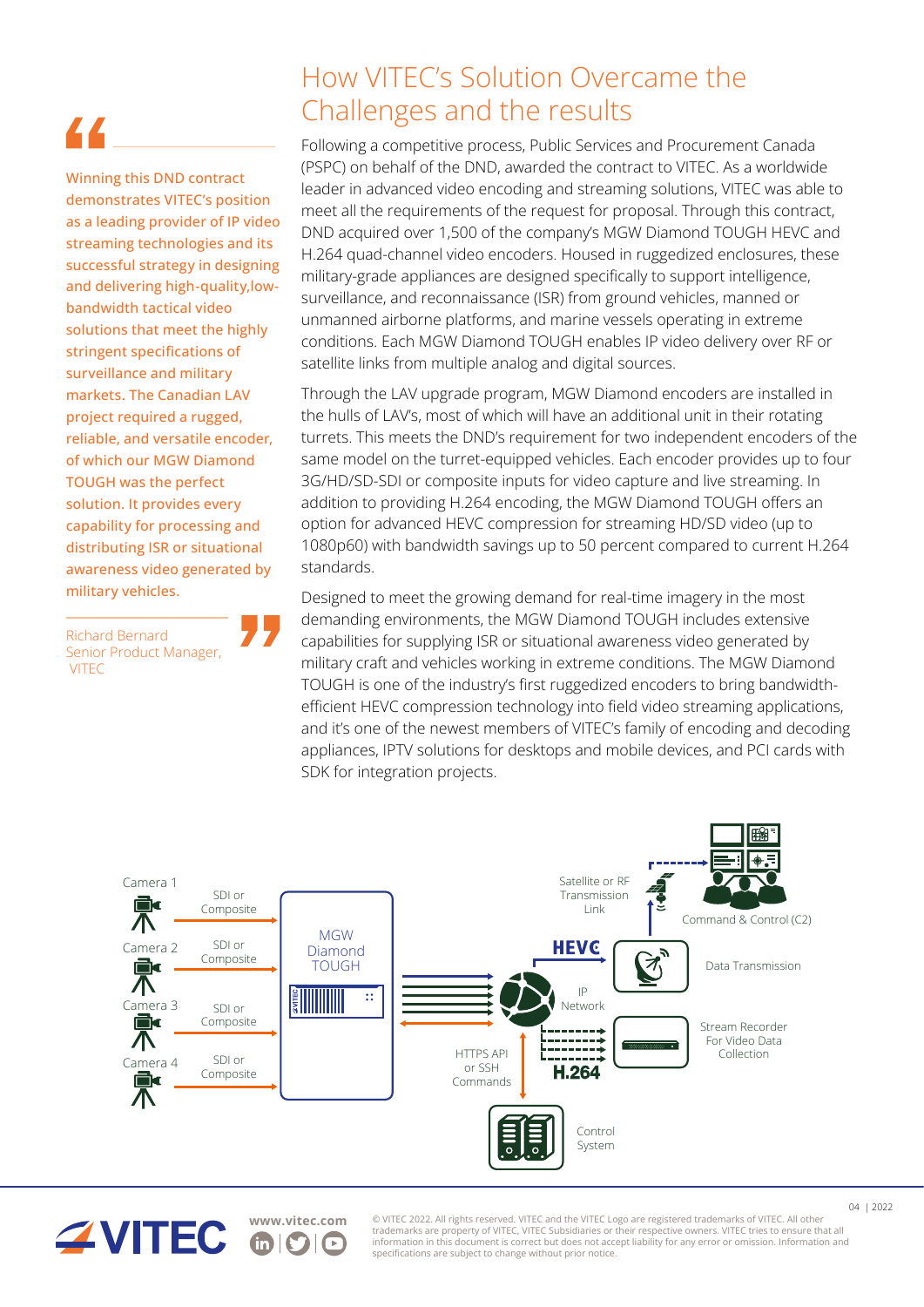> Winning this DND contract demonstrates VITEC's position as a leading provider of IP video streaming technologies and its successful strategy in designing and delivering high-quality,low-bandwidth tactical video solutions that meet the highly stringent specifications of surveillance and military markets. The Canadian LAV project required a rugged, reliable, and versatile encoder, of which our MGW Diamond TOUGH was the perfect solution. It provides every capability for processing and distributing ISR or situational awareness video generated by military vehicles.
>
> Richard Bernard
> Senior Product Manager,
> VITEC

## How VITEC's Solution Overcame the Challenges and the results

Following a competitive process, Public Services and Procurement Canada (PSPC) on behalf of the DND, awarded the contract to VITEC. As a worldwide leader in advanced video encoding and streaming solutions, VITEC was able to meet all the requirements of the request for proposal. Through this contract, DND acquired over 1,500 of the company's MGW Diamond TOUGH HEVC and H.264 quad-channel video encoders. Housed in ruggedized enclosures, these military-grade appliances are designed specifically to support intelligence, surveillance, and reconnaissance (ISR) from ground vehicles, manned or unmanned airborne platforms, and marine vessels operating in extreme conditions. Each MGW Diamond TOUGH enables IP video delivery over RF or satellite links from multiple analog and digital sources.

Through the LAV upgrade program, MGW Diamond encoders are installed in the hulls of LAV's, most of which will have an additional unit in their rotating turrets. This meets the DND's requirement for two independent encoders of the same model on the turret-equipped vehicles. Each encoder provides up to four 3G/HD/SD-SDI or composite inputs for video capture and live streaming. In addition to providing H.264 encoding, the MGW Diamond TOUGH offers an option for advanced HEVC compression for streaming HD/SD video (up to 1080p60) with bandwidth savings up to 50 percent compared to current H.264 standards.

Designed to meet the growing demand for real-time imagery in the most demanding environments, the MGW Diamond TOUGH includes extensive capabilities for supplying ISR or situational awareness video generated by military craft and vehicles working in extreme conditions. The MGW Diamond TOUGH is one of the industry's first ruggedized encoders to bring bandwidth-efficient HEVC compression technology into field video streaming applications, and it's one of the newest members of VITEC's family of encoding and decoding appliances, IPTV solutions for desktops and mobile devices, and PCI cards with SDK for integration projects.

Camera 1
SDI or Composite
Camera 2
SDI or Composite
Camera 3
SDI or Composite
Camera 4
SDI or Composite
MGW Diamond TOUGH
HEVC
IP Network
H.264
HTTPS API or SSH Commands
Satellite or RF Transmission Link
Command & Control (C2)
Data Transmission
Stream Recorder For Video Data Collection
Control System

www.vitec.com

© VITEC 2022. All rights reserved. VITEC and the VITEC Logo are registered trademarks of VITEC. All other trademarks are property of VITEC, VITEC Subsidiaries or their respective owners. VITEC tries to ensure that all information in this document is correct but does not accept liability for any error or omission. Information and specifications are subject to change without prior notice.